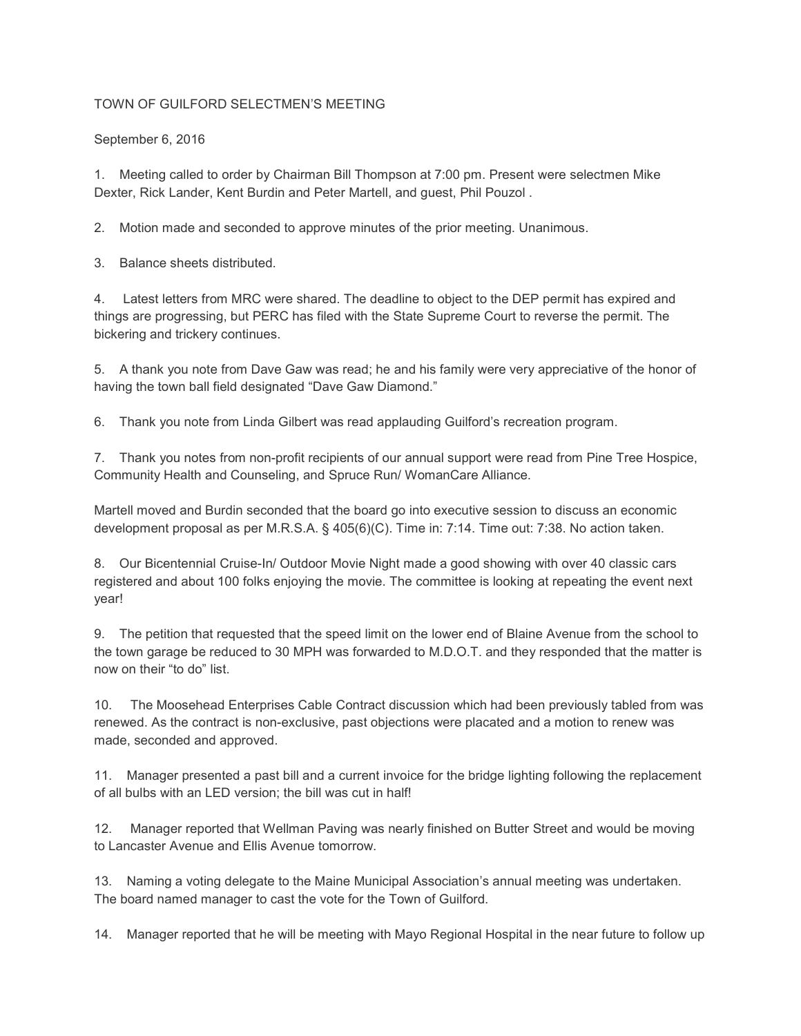TOWN OF GUILFORD SELECTMEN'S MEETING

September 6, 2016

1. Meeting called to order by Chairman Bill Thompson at 7:00 pm. Present were selectmen Mike Dexter, Rick Lander, Kent Burdin and Peter Martell, and guest, Phil Pouzol .

2. Motion made and seconded to approve minutes of the prior meeting. Unanimous.

3. Balance sheets distributed.

4. Latest letters from MRC were shared. The deadline to object to the DEP permit has expired and things are progressing, but PERC has filed with the State Supreme Court to reverse the permit. The bickering and trickery continues.

5. A thank you note from Dave Gaw was read; he and his family were very appreciative of the honor of having the town ball field designated "Dave Gaw Diamond."

6. Thank you note from Linda Gilbert was read applauding Guilford's recreation program.

7. Thank you notes from non-profit recipients of our annual support were read from Pine Tree Hospice, Community Health and Counseling, and Spruce Run/ WomanCare Alliance.

Martell moved and Burdin seconded that the board go into executive session to discuss an economic development proposal as per M.R.S.A. § 405(6)(C). Time in: 7:14. Time out: 7:38. No action taken.

8. Our Bicentennial Cruise-In/ Outdoor Movie Night made a good showing with over 40 classic cars registered and about 100 folks enjoying the movie. The committee is looking at repeating the event next year!

9. The petition that requested that the speed limit on the lower end of Blaine Avenue from the school to the town garage be reduced to 30 MPH was forwarded to M.D.O.T. and they responded that the matter is now on their "to do" list.

10. The Moosehead Enterprises Cable Contract discussion which had been previously tabled from was renewed. As the contract is non-exclusive, past objections were placated and a motion to renew was made, seconded and approved.

11. Manager presented a past bill and a current invoice for the bridge lighting following the replacement of all bulbs with an LED version; the bill was cut in half!

12. Manager reported that Wellman Paving was nearly finished on Butter Street and would be moving to Lancaster Avenue and Ellis Avenue tomorrow.

13. Naming a voting delegate to the Maine Municipal Association's annual meeting was undertaken. The board named manager to cast the vote for the Town of Guilford.

14. Manager reported that he will be meeting with Mayo Regional Hospital in the near future to follow up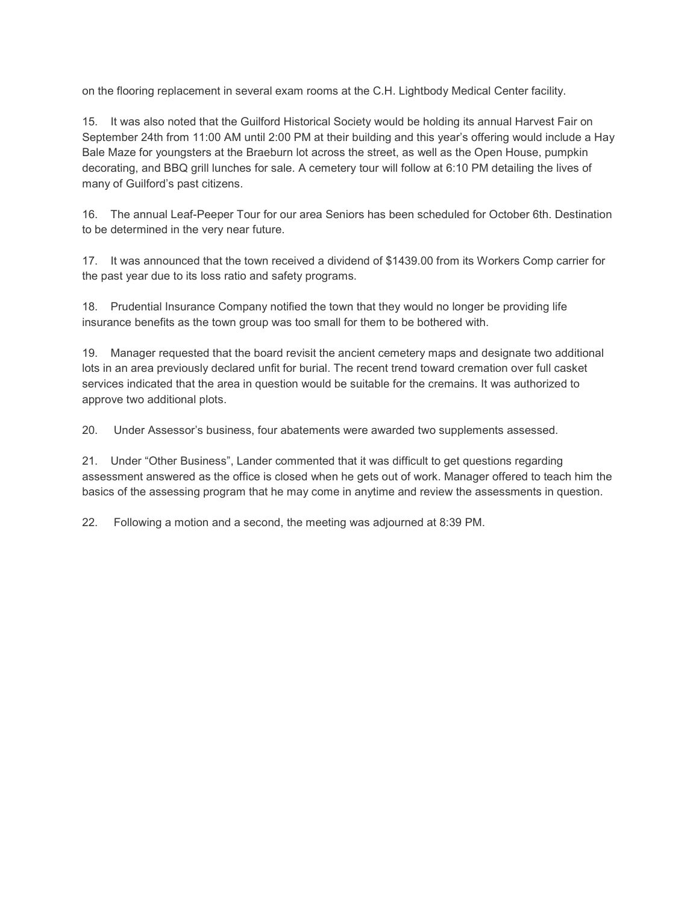on the flooring replacement in several exam rooms at the C.H. Lightbody Medical Center facility.

15. It was also noted that the Guilford Historical Society would be holding its annual Harvest Fair on September 24th from 11:00 AM until 2:00 PM at their building and this year's offering would include a Hay Bale Maze for youngsters at the Braeburn lot across the street, as well as the Open House, pumpkin decorating, and BBQ grill lunches for sale. A cemetery tour will follow at 6:10 PM detailing the lives of many of Guilford's past citizens.

16. The annual Leaf-Peeper Tour for our area Seniors has been scheduled for October 6th. Destination to be determined in the very near future.

17. It was announced that the town received a dividend of $1439.00 from its Workers Comp carrier for the past year due to its loss ratio and safety programs.

18. Prudential Insurance Company notified the town that they would no longer be providing life insurance benefits as the town group was too small for them to be bothered with.

19. Manager requested that the board revisit the ancient cemetery maps and designate two additional lots in an area previously declared unfit for burial. The recent trend toward cremation over full casket services indicated that the area in question would be suitable for the cremains. It was authorized to approve two additional plots.

20. Under Assessor's business, four abatements were awarded two supplements assessed.

21. Under "Other Business", Lander commented that it was difficult to get questions regarding assessment answered as the office is closed when he gets out of work. Manager offered to teach him the basics of the assessing program that he may come in anytime and review the assessments in question.

22. Following a motion and a second, the meeting was adjourned at 8:39 PM.